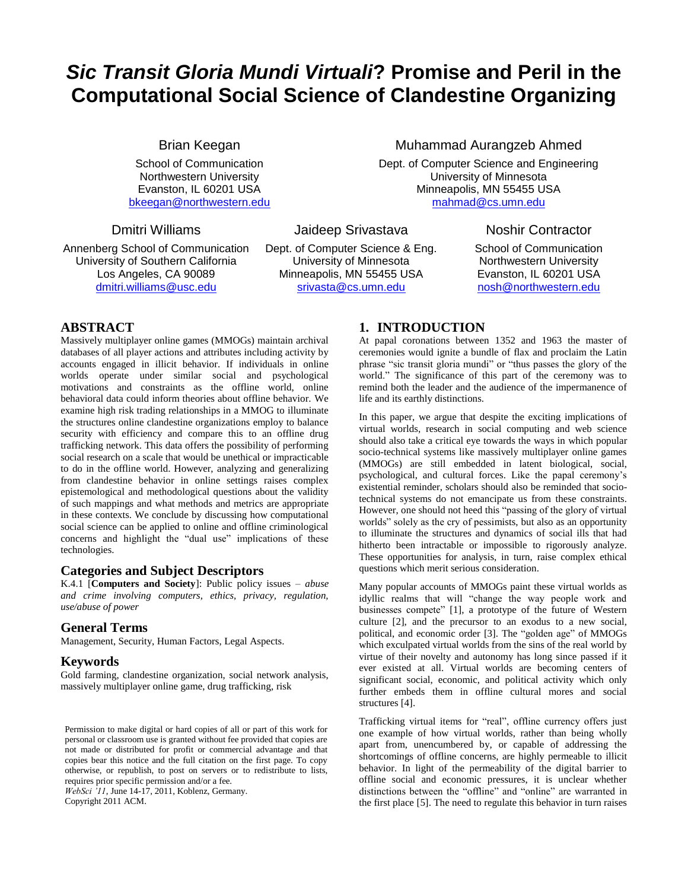# *Sic Transit Gloria Mundi Virtuali*? Promise and Peril in the Computational Social Science of Clandestine Organizing

Brian Keegan
School of Communication
Northwestern University
Evanston, IL 60201 USA
bkeegan@northwestern.edu

Muhammad Aurangzeb Ahmed
Dept. of Computer Science and Engineering
University of Minnesota
Minneapolis, MN 55455 USA
mahmad@cs.umn.edu

Dmitri Williams
Annenberg School of Communication
University of Southern California
Los Angeles, CA 90089
dmitri.williams@usc.edu

Jaideep Srivastava
Dept. of Computer Science & Eng.
University of Minnesota
Minneapolis, MN 55455 USA
srivasta@cs.umn.edu

Noshir Contractor
School of Communication
Northwestern University
Evanston, IL 60201 USA
nosh@northwestern.edu

## ABSTRACT

Massively multiplayer online games (MMOGs) maintain archival databases of all player actions and attributes including activity by accounts engaged in illicit behavior. If individuals in online worlds operate under similar social and psychological motivations and constraints as the offline world, online behavioral data could inform theories about offline behavior. We examine high risk trading relationships in a MMOG to illuminate the structures online clandestine organizations employ to balance security with efficiency and compare this to an offline drug trafficking network. This data offers the possibility of performing social research on a scale that would be unethical or impracticable to do in the offline world. However, analyzing and generalizing from clandestine behavior in online settings raises complex epistemological and methodological questions about the validity of such mappings and what methods and metrics are appropriate in these contexts. We conclude by discussing how computational social science can be applied to online and offline criminological concerns and highlight the "dual use" implications of these technologies.

### Categories and Subject Descriptors

K.4.1 [**Computers and Society**]: Public policy issues – *abuse and crime involving computers, ethics, privacy, regulation, use/abuse of power*

### General Terms

Management, Security, Human Factors, Legal Aspects.

### Keywords

Gold farming, clandestine organization, social network analysis, massively multiplayer online game, drug trafficking, risk

Permission to make digital or hard copies of all or part of this work for personal or classroom use is granted without fee provided that copies are not made or distributed for profit or commercial advantage and that copies bear this notice and the full citation on the first page. To copy otherwise, or republish, to post on servers or to redistribute to lists, requires prior specific permission and/or a fee.
*WebSci '11*, June 14-17, 2011, Koblenz, Germany.
Copyright 2011 ACM.

## 1. INTRODUCTION

At papal coronations between 1352 and 1963 the master of ceremonies would ignite a bundle of flax and proclaim the Latin phrase "sic transit gloria mundi" or "thus passes the glory of the world." The significance of this part of the ceremony was to remind both the leader and the audience of the impermanence of life and its earthly distinctions.

In this paper, we argue that despite the exciting implications of virtual worlds, research in social computing and web science should also take a critical eye towards the ways in which popular socio-technical systems like massively multiplayer online games (MMOGs) are still embedded in latent biological, social, psychological, and cultural forces. Like the papal ceremony's existential reminder, scholars should also be reminded that socio-technical systems do not emancipate us from these constraints. However, one should not heed this "passing of the glory of virtual worlds" solely as the cry of pessimists, but also as an opportunity to illuminate the structures and dynamics of social ills that had hitherto been intractable or impossible to rigorously analyze. These opportunities for analysis, in turn, raise complex ethical questions which merit serious consideration.

Many popular accounts of MMOGs paint these virtual worlds as idyllic realms that will "change the way people work and businesses compete" [1], a prototype of the future of Western culture [2], and the precursor to an exodus to a new social, political, and economic order [3]. The "golden age" of MMOGs which exculpated virtual worlds from the sins of the real world by virtue of their novelty and autonomy has long since passed if it ever existed at all. Virtual worlds are becoming centers of significant social, economic, and political activity which only further embeds them in offline cultural mores and social structures [4].

Trafficking virtual items for "real", offline currency offers just one example of how virtual worlds, rather than being wholly apart from, unencumbered by, or capable of addressing the shortcomings of offline concerns, are highly permeable to illicit behavior. In light of the permeability of the digital barrier to offline social and economic pressures, it is unclear whether distinctions between the "offline" and "online" are warranted in the first place [5]. The need to regulate this behavior in turn raises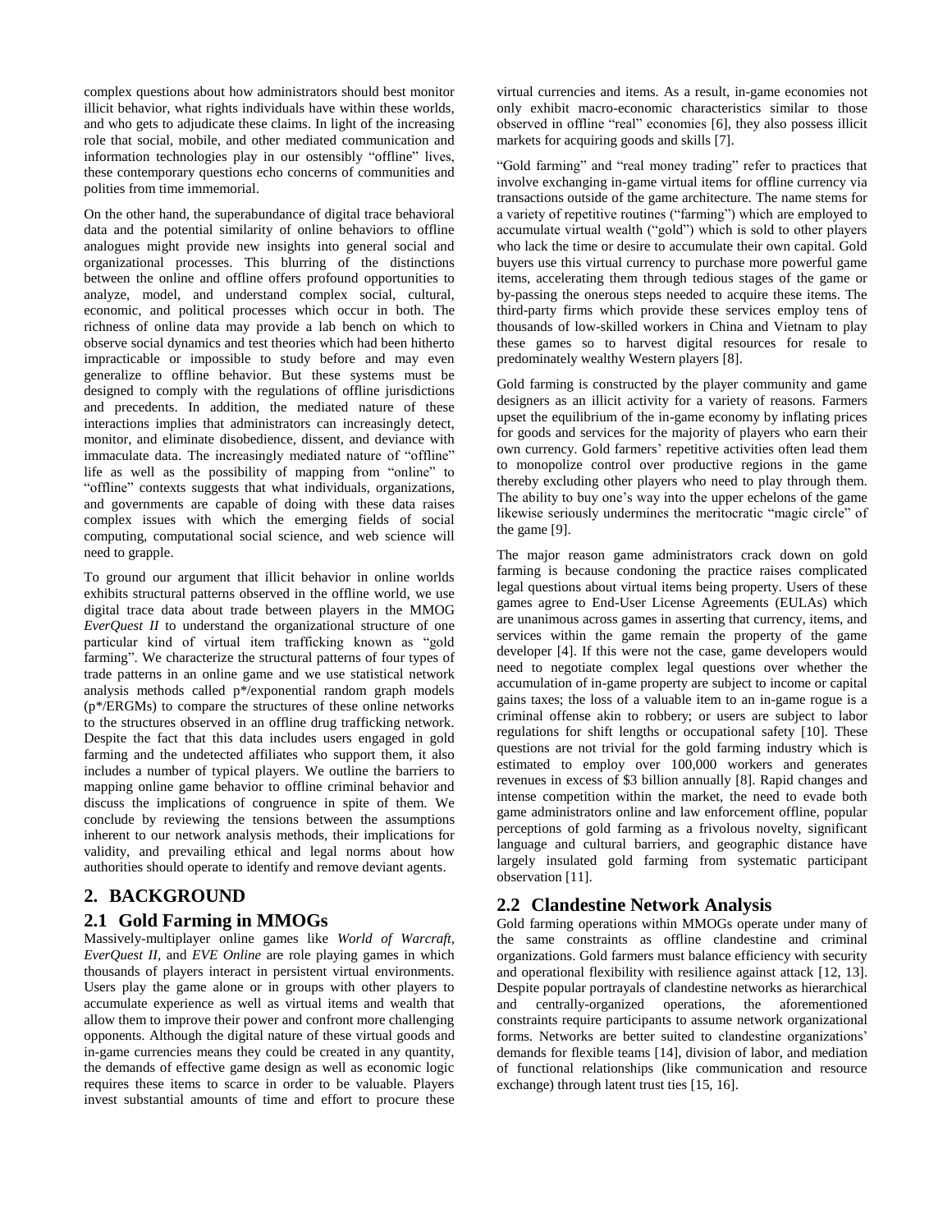complex questions about how administrators should best monitor illicit behavior, what rights individuals have within these worlds, and who gets to adjudicate these claims. In light of the increasing role that social, mobile, and other mediated communication and information technologies play in our ostensibly "offline" lives, these contemporary questions echo concerns of communities and polities from time immemorial.

On the other hand, the superabundance of digital trace behavioral data and the potential similarity of online behaviors to offline analogues might provide new insights into general social and organizational processes. This blurring of the distinctions between the online and offline offers profound opportunities to analyze, model, and understand complex social, cultural, economic, and political processes which occur in both. The richness of online data may provide a lab bench on which to observe social dynamics and test theories which had been hitherto impracticable or impossible to study before and may even generalize to offline behavior. But these systems must be designed to comply with the regulations of offline jurisdictions and precedents. In addition, the mediated nature of these interactions implies that administrators can increasingly detect, monitor, and eliminate disobedience, dissent, and deviance with immaculate data. The increasingly mediated nature of "offline" life as well as the possibility of mapping from "online" to "offline" contexts suggests that what individuals, organizations, and governments are capable of doing with these data raises complex issues with which the emerging fields of social computing, computational social science, and web science will need to grapple.

To ground our argument that illicit behavior in online worlds exhibits structural patterns observed in the offline world, we use digital trace data about trade between players in the MMOG *EverQuest II* to understand the organizational structure of one particular kind of virtual item trafficking known as "gold farming". We characterize the structural patterns of four types of trade patterns in an online game and we use statistical network analysis methods called p*/exponential random graph models (p*/ERGMs) to compare the structures of these online networks to the structures observed in an offline drug trafficking network. Despite the fact that this data includes users engaged in gold farming and the undetected affiliates who support them, it also includes a number of typical players. We outline the barriers to mapping online game behavior to offline criminal behavior and discuss the implications of congruence in spite of them. We conclude by reviewing the tensions between the assumptions inherent to our network analysis methods, their implications for validity, and prevailing ethical and legal norms about how authorities should operate to identify and remove deviant agents.

## 2. BACKGROUND

### 2.1 Gold Farming in MMOGs

Massively-multiplayer online games like *World of Warcraft*, *EverQuest II*, and *EVE Online* are role playing games in which thousands of players interact in persistent virtual environments. Users play the game alone or in groups with other players to accumulate experience as well as virtual items and wealth that allow them to improve their power and confront more challenging opponents. Although the digital nature of these virtual goods and in-game currencies means they could be created in any quantity, the demands of effective game design as well as economic logic requires these items to scarce in order to be valuable. Players invest substantial amounts of time and effort to procure these virtual currencies and items. As a result, in-game economies not only exhibit macro-economic characteristics similar to those observed in offline "real" economies [6], they also possess illicit markets for acquiring goods and skills [7].

"Gold farming" and "real money trading" refer to practices that involve exchanging in-game virtual items for offline currency via transactions outside of the game architecture. The name stems for a variety of repetitive routines ("farming") which are employed to accumulate virtual wealth ("gold") which is sold to other players who lack the time or desire to accumulate their own capital. Gold buyers use this virtual currency to purchase more powerful game items, accelerating them through tedious stages of the game or by-passing the onerous steps needed to acquire these items. The third-party firms which provide these services employ tens of thousands of low-skilled workers in China and Vietnam to play these games so to harvest digital resources for resale to predominately wealthy Western players [8].

Gold farming is constructed by the player community and game designers as an illicit activity for a variety of reasons. Farmers upset the equilibrium of the in-game economy by inflating prices for goods and services for the majority of players who earn their own currency. Gold farmers' repetitive activities often lead them to monopolize control over productive regions in the game thereby excluding other players who need to play through them. The ability to buy one's way into the upper echelons of the game likewise seriously undermines the meritocratic "magic circle" of the game [9].

The major reason game administrators crack down on gold farming is because condoning the practice raises complicated legal questions about virtual items being property. Users of these games agree to End-User License Agreements (EULAs) which are unanimous across games in asserting that currency, items, and services within the game remain the property of the game developer [4]. If this were not the case, game developers would need to negotiate complex legal questions over whether the accumulation of in-game property are subject to income or capital gains taxes; the loss of a valuable item to an in-game rogue is a criminal offense akin to robbery; or users are subject to labor regulations for shift lengths or occupational safety [10]. These questions are not trivial for the gold farming industry which is estimated to employ over 100,000 workers and generates revenues in excess of $3 billion annually [8]. Rapid changes and intense competition within the market, the need to evade both game administrators online and law enforcement offline, popular perceptions of gold farming as a frivolous novelty, significant language and cultural barriers, and geographic distance have largely insulated gold farming from systematic participant observation [11].

### 2.2 Clandestine Network Analysis

Gold farming operations within MMOGs operate under many of the same constraints as offline clandestine and criminal organizations. Gold farmers must balance efficiency with security and operational flexibility with resilience against attack [12, 13]. Despite popular portrayals of clandestine networks as hierarchical and centrally-organized operations, the aforementioned constraints require participants to assume network organizational forms. Networks are better suited to clandestine organizations' demands for flexible teams [14], division of labor, and mediation of functional relationships (like communication and resource exchange) through latent trust ties [15, 16].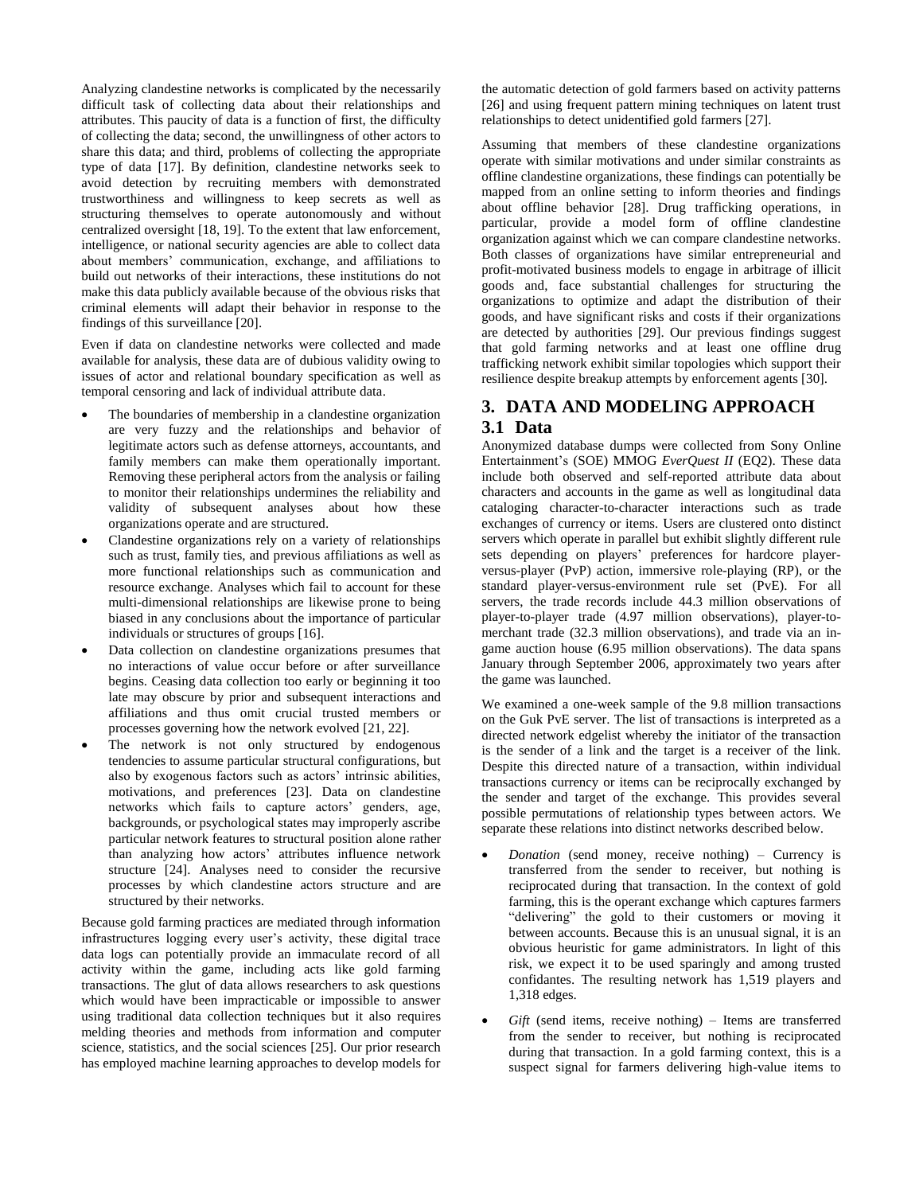Analyzing clandestine networks is complicated by the necessarily difficult task of collecting data about their relationships and attributes. This paucity of data is a function of first, the difficulty of collecting the data; second, the unwillingness of other actors to share this data; and third, problems of collecting the appropriate type of data [17]. By definition, clandestine networks seek to avoid detection by recruiting members with demonstrated trustworthiness and willingness to keep secrets as well as structuring themselves to operate autonomously and without centralized oversight [18, 19]. To the extent that law enforcement, intelligence, or national security agencies are able to collect data about members' communication, exchange, and affiliations to build out networks of their interactions, these institutions do not make this data publicly available because of the obvious risks that criminal elements will adapt their behavior in response to the findings of this surveillance [20].

Even if data on clandestine networks were collected and made available for analysis, these data are of dubious validity owing to issues of actor and relational boundary specification as well as temporal censoring and lack of individual attribute data.

- The boundaries of membership in a clandestine organization are very fuzzy and the relationships and behavior of legitimate actors such as defense attorneys, accountants, and family members can make them operationally important. Removing these peripheral actors from the analysis or failing to monitor their relationships undermines the reliability and validity of subsequent analyses about how these organizations operate and are structured.
- Clandestine organizations rely on a variety of relationships such as trust, family ties, and previous affiliations as well as more functional relationships such as communication and resource exchange. Analyses which fail to account for these multi-dimensional relationships are likewise prone to being biased in any conclusions about the importance of particular individuals or structures of groups [16].
- Data collection on clandestine organizations presumes that no interactions of value occur before or after surveillance begins. Ceasing data collection too early or beginning it too late may obscure by prior and subsequent interactions and affiliations and thus omit crucial trusted members or processes governing how the network evolved [21, 22].
- The network is not only structured by endogenous tendencies to assume particular structural configurations, but also by exogenous factors such as actors' intrinsic abilities, motivations, and preferences [23]. Data on clandestine networks which fails to capture actors' genders, age, backgrounds, or psychological states may improperly ascribe particular network features to structural position alone rather than analyzing how actors' attributes influence network structure [24]. Analyses need to consider the recursive processes by which clandestine actors structure and are structured by their networks.

Because gold farming practices are mediated through information infrastructures logging every user's activity, these digital trace data logs can potentially provide an immaculate record of all activity within the game, including acts like gold farming transactions. The glut of data allows researchers to ask questions which would have been impracticable or impossible to answer using traditional data collection techniques but it also requires melding theories and methods from information and computer science, statistics, and the social sciences [25]. Our prior research has employed machine learning approaches to develop models for the automatic detection of gold farmers based on activity patterns [26] and using frequent pattern mining techniques on latent trust relationships to detect unidentified gold farmers [27].

Assuming that members of these clandestine organizations operate with similar motivations and under similar constraints as offline clandestine organizations, these findings can potentially be mapped from an online setting to inform theories and findings about offline behavior [28]. Drug trafficking operations, in particular, provide a model form of offline clandestine organization against which we can compare clandestine networks. Both classes of organizations have similar entrepreneurial and profit-motivated business models to engage in arbitrage of illicit goods and, face substantial challenges for structuring the organizations to optimize and adapt the distribution of their goods, and have significant risks and costs if their organizations are detected by authorities [29]. Our previous findings suggest that gold farming networks and at least one offline drug trafficking network exhibit similar topologies which support their resilience despite breakup attempts by enforcement agents [30].

# 3. DATA AND MODELING APPROACH

## 3.1 Data

Anonymized database dumps were collected from Sony Online Entertainment's (SOE) MMOG *EverQuest II* (EQ2). These data include both observed and self-reported attribute data about characters and accounts in the game as well as longitudinal data cataloging character-to-character interactions such as trade exchanges of currency or items. Users are clustered onto distinct servers which operate in parallel but exhibit slightly different rule sets depending on players' preferences for hardcore player-versus-player (PvP) action, immersive role-playing (RP), or the standard player-versus-environment rule set (PvE). For all servers, the trade records include 44.3 million observations of player-to-player trade (4.97 million observations), player-to-merchant trade (32.3 million observations), and trade via an in-game auction house (6.95 million observations). The data spans January through September 2006, approximately two years after the game was launched.

We examined a one-week sample of the 9.8 million transactions on the Guk PvE server. The list of transactions is interpreted as a directed network edgelist whereby the initiator of the transaction is the sender of a link and the target is a receiver of the link. Despite this directed nature of a transaction, within individual transactions currency or items can be reciprocally exchanged by the sender and target of the exchange. This provides several possible permutations of relationship types between actors. We separate these relations into distinct networks described below.

- *Donation* (send money, receive nothing) – Currency is transferred from the sender to receiver, but nothing is reciprocated during that transaction. In the context of gold farming, this is the operant exchange which captures farmers "delivering" the gold to their customers or moving it between accounts. Because this is an unusual signal, it is an obvious heuristic for game administrators. In light of this risk, we expect it to be used sparingly and among trusted confidantes. The resulting network has 1,519 players and 1,318 edges.
- *Gift* (send items, receive nothing) – Items are transferred from the sender to receiver, but nothing is reciprocated during that transaction. In a gold farming context, this is a suspect signal for farmers delivering high-value items to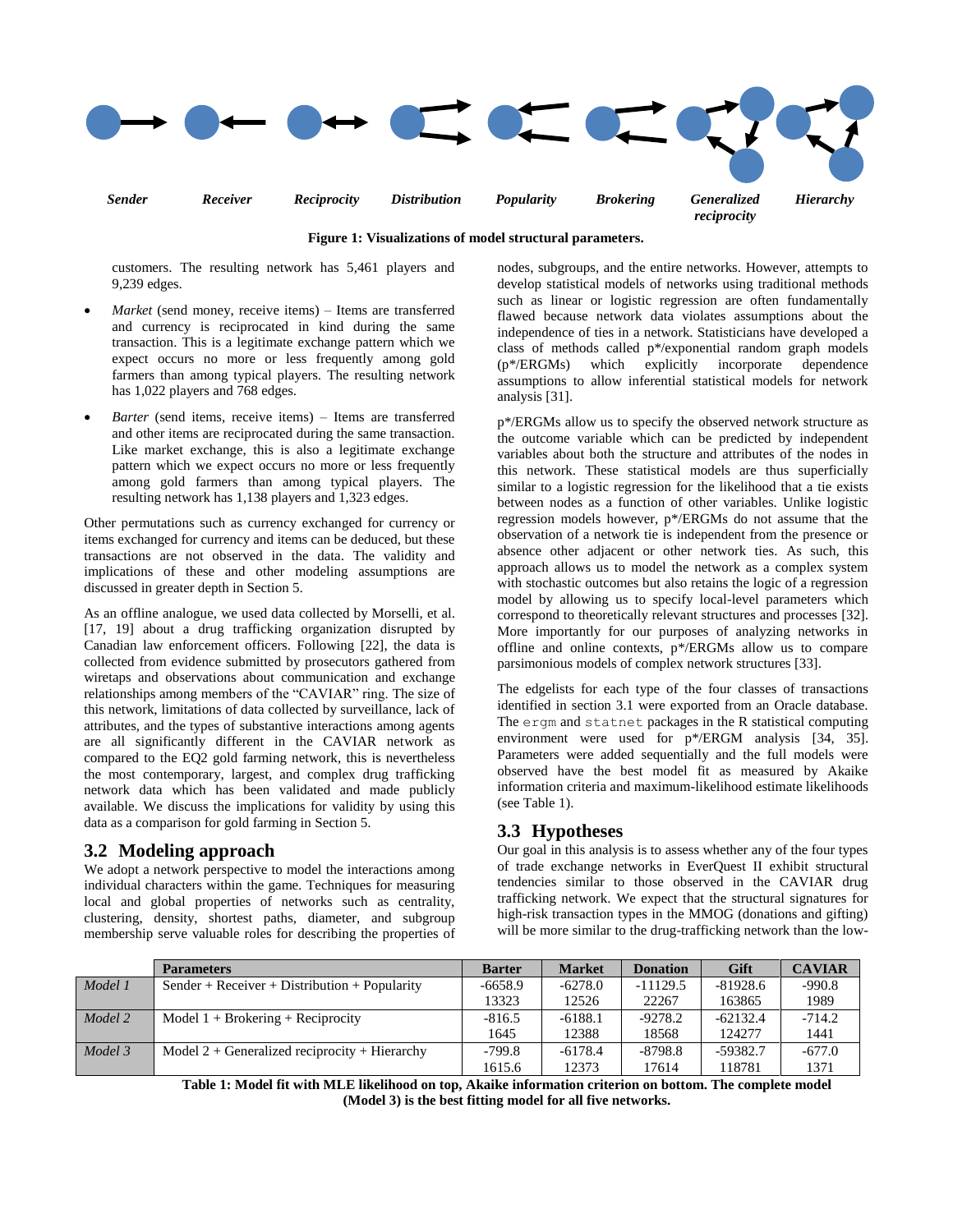Sender Receiver Reciprocity Distribution Popularity Brokering Generalized reciprocity Hierarchy

**Figure 1: Visualizations of model structural parameters.**

customers. The resulting network has 5,461 players and 9,239 edges.

- *Market* (send money, receive items) – Items are transferred and currency is reciprocated in kind during the same transaction. This is a legitimate exchange pattern which we expect occurs no more or less frequently among gold farmers than among typical players. The resulting network has 1,022 players and 768 edges.
- *Barter* (send items, receive items) – Items are transferred and other items are reciprocated during the same transaction. Like market exchange, this is also a legitimate exchange pattern which we expect occurs no more or less frequently among gold farmers than among typical players. The resulting network has 1,138 players and 1,323 edges.

Other permutations such as currency exchanged for currency or items exchanged for currency and items can be deduced, but these transactions are not observed in the data. The validity and implications of these and other modeling assumptions are discussed in greater depth in Section 5.

As an offline analogue, we used data collected by Morselli, et al. [17, 19] about a drug trafficking organization disrupted by Canadian law enforcement officers. Following [22], the data is collected from evidence submitted by prosecutors gathered from wiretaps and observations about communication and exchange relationships among members of the "CAVIAR" ring. The size of this network, limitations of data collected by surveillance, lack of attributes, and the types of substantive interactions among agents are all significantly different in the CAVIAR network as compared to the EQ2 gold farming network, this is nevertheless the most contemporary, largest, and complex drug trafficking network data which has been validated and made publicly available. We discuss the implications for validity by using this data as a comparison for gold farming in Section 5.

## 3.2 Modeling approach

We adopt a network perspective to model the interactions among individual characters within the game. Techniques for measuring local and global properties of networks such as centrality, clustering, density, shortest paths, diameter, and subgroup membership serve valuable roles for describing the properties of nodes, subgroups, and the entire networks. However, attempts to develop statistical models of networks using traditional methods such as linear or logistic regression are often fundamentally flawed because network data violates assumptions about the independence of ties in a network. Statisticians have developed a class of methods called p*/exponential random graph models (p*/ERGMs) which explicitly incorporate dependence assumptions to allow inferential statistical models for network analysis [31].

p*/ERGMs allow us to specify the observed network structure as the outcome variable which can be predicted by independent variables about both the structure and attributes of the nodes in this network. These statistical models are thus superficially similar to a logistic regression for the likelihood that a tie exists between nodes as a function of other variables. Unlike logistic regression models however, p*/ERGMs do not assume that the observation of a network tie is independent from the presence or absence other adjacent or other network ties. As such, this approach allows us to model the network as a complex system with stochastic outcomes but also retains the logic of a regression model by allowing us to specify local-level parameters which correspond to theoretically relevant structures and processes [32]. More importantly for our purposes of analyzing networks in offline and online contexts, p*/ERGMs allow us to compare parsimonious models of complex network structures [33].

The edgelists for each type of the four classes of transactions identified in section 3.1 were exported from an Oracle database. The `ergm` and `statnet` packages in the R statistical computing environment were used for p*/ERGM analysis [34, 35]. Parameters were added sequentially and the full models were observed have the best model fit as measured by Akaike information criteria and maximum-likelihood estimate likelihoods (see Table 1).

## 3.3 Hypotheses

Our goal in this analysis is to assess whether any of the four types of trade exchange networks in EverQuest II exhibit structural tendencies similar to those observed in the CAVIAR drug trafficking network. We expect that the structural signatures for high-risk transaction types in the MMOG (donations and gifting) will be more similar to the drug-trafficking network than the low-

| | Parameters | Barter | Market | Donation | Gift | CAVIAR |
|---|---|---|---|---|---|---|
| *Model 1* | Sender + Receiver + Distribution + Popularity | -6658.9<br>13323 | -6278.0<br>12526 | -11129.5<br>22267 | -81928.6<br>163865 | -990.8<br>1989 |
| *Model 2* | Model 1 + Brokering + Reciprocity | -816.5<br>1645 | -6188.1<br>12388 | -9278.2<br>18568 | -62132.4<br>124277 | -714.2<br>1441 |
| *Model 3* | Model 2 + Generalized reciprocity + Hierarchy | -799.8<br>1615.6 | -6178.4<br>12373 | -8798.8<br>17614 | -59382.7<br>118781 | -677.0<br>1371 |

**Table 1: Model fit with MLE likelihood on top, Akaike information criterion on bottom. The complete model (Model 3) is the best fitting model for all five networks.**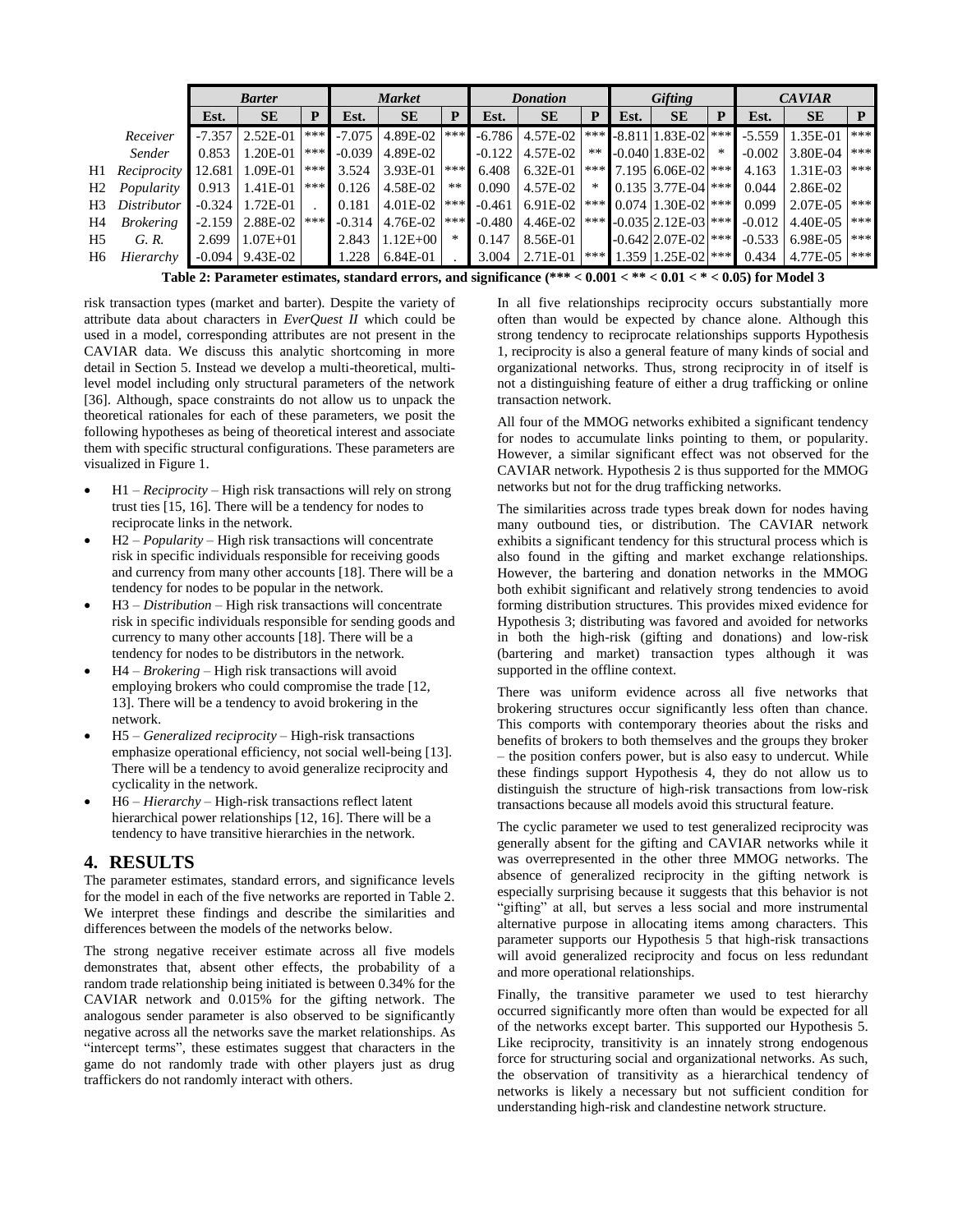| | | Barter | | | Market | | | Donation | | | Gifting | | | CAVIAR | | |
|---|---|---|---|---|---|---|---|---|---|---|---|---|---|---|---|---|
| | | Est. | SE | P | Est. | SE | P | Est. | SE | P | Est. | SE | P | Est. | SE | P |
| | *Receiver* | -7.357 | 2.52E-01 | *** | -7.075 | 4.89E-02 | *** | -6.786 | 4.57E-02 | *** | -8.811 | 1.83E-02 | *** | -5.559 | 1.35E-01 | *** |
| | *Sender* | 0.853 | 1.20E-01 | *** | -0.039 | 4.89E-02 | | -0.122 | 4.57E-02 | ** | -0.040 | 1.83E-02 | * | -0.002 | 3.80E-04 | *** |
| H1 | *Reciprocity* | 12.681 | 1.09E-01 | *** | 3.524 | 3.93E-01 | *** | 6.408 | 6.32E-01 | *** | 7.195 | 6.06E-02 | *** | 4.163 | 1.31E-03 | *** |
| H2 | *Popularity* | 0.913 | 1.41E-01 | *** | 0.126 | 4.58E-02 | ** | 0.090 | 4.57E-02 | * | 0.135 | 3.77E-04 | *** | 0.044 | 2.86E-02 | |
| H3 | *Distributor* | -0.324 | 1.72E-01 | . | 0.181 | 4.01E-02 | *** | -0.461 | 6.91E-02 | *** | 0.074 | 1.30E-02 | *** | 0.099 | 2.07E-05 | *** |
| H4 | *Brokering* | -2.159 | 2.88E-02 | *** | -0.314 | 4.76E-02 | *** | -0.480 | 4.46E-02 | *** | -0.035 | 2.12E-03 | *** | -0.012 | 4.40E-05 | *** |
| H5 | *G. R.* | 2.699 | 1.07E+01 | | 2.843 | 1.12E+00 | * | 0.147 | 8.56E-01 | | -0.642 | 2.07E-02 | *** | -0.533 | 6.98E-05 | *** |
| H6 | *Hierarchy* | -0.094 | 9.43E-02 | | 1.228 | 6.84E-01 | . | 3.004 | 2.71E-01 | *** | 1.359 | 1.25E-02 | *** | 0.434 | 4.77E-05 | *** |

**Table 2: Parameter estimates, standard errors, and significance (*** < 0.001 < ** < 0.01 < * < 0.05) for Model 3**

risk transaction types (market and barter). Despite the variety of attribute data about characters in *EverQuest II* which could be used in a model, corresponding attributes are not present in the CAVIAR data. We discuss this analytic shortcoming in more detail in Section 5. Instead we develop a multi-theoretical, multi-level model including only structural parameters of the network [36]. Although, space constraints do not allow us to unpack the theoretical rationales for each of these parameters, we posit the following hypotheses as being of theoretical interest and associate them with specific structural configurations. These parameters are visualized in Figure 1.

- H1 – *Reciprocity* – High risk transactions will rely on strong trust ties [15, 16]. There will be a tendency for nodes to reciprocate links in the network.
- H2 – *Popularity* – High risk transactions will concentrate risk in specific individuals responsible for receiving goods and currency from many other accounts [18]. There will be a tendency for nodes to be popular in the network.
- H3 – *Distribution* – High risk transactions will concentrate risk in specific individuals responsible for sending goods and currency to many other accounts [18]. There will be a tendency for nodes to be distributors in the network.
- H4 – *Brokering* – High risk transactions will avoid employing brokers who could compromise the trade [12, 13]. There will be a tendency to avoid brokering in the network.
- H5 – *Generalized reciprocity* – High-risk transactions emphasize operational efficiency, not social well-being [13]. There will be a tendency to avoid generalize reciprocity and cyclicality in the network.
- H6 – *Hierarchy* – High-risk transactions reflect latent hierarchical power relationships [12, 16]. There will be a tendency to have transitive hierarchies in the network.

## 4. RESULTS

The parameter estimates, standard errors, and significance levels for the model in each of the five networks are reported in Table 2. We interpret these findings and describe the similarities and differences between the models of the networks below.

The strong negative receiver estimate across all five models demonstrates that, absent other effects, the probability of a random trade relationship being initiated is between 0.34% for the CAVIAR network and 0.015% for the gifting network. The analogous sender parameter is also observed to be significantly negative across all the networks save the market relationships. As "intercept terms", these estimates suggest that characters in the game do not randomly trade with other players just as drug traffickers do not randomly interact with others.

In all five relationships reciprocity occurs substantially more often than would be expected by chance alone. Although this strong tendency to reciprocate relationships supports Hypothesis 1, reciprocity is also a general feature of many kinds of social and organizational networks. Thus, strong reciprocity in of itself is not a distinguishing feature of either a drug trafficking or online transaction network.

All four of the MMOG networks exhibited a significant tendency for nodes to accumulate links pointing to them, or popularity. However, a similar significant effect was not observed for the CAVIAR network. Hypothesis 2 is thus supported for the MMOG networks but not for the drug trafficking networks.

The similarities across trade types break down for nodes having many outbound ties, or distribution. The CAVIAR network exhibits a significant tendency for this structural process which is also found in the gifting and market exchange relationships. However, the bartering and donation networks in the MMOG both exhibit significant and relatively strong tendencies to avoid forming distribution structures. This provides mixed evidence for Hypothesis 3; distributing was favored and avoided for networks in both the high-risk (gifting and donations) and low-risk (bartering and market) transaction types although it was supported in the offline context.

There was uniform evidence across all five networks that brokering structures occur significantly less often than chance. This comports with contemporary theories about the risks and benefits of brokers to both themselves and the groups they broker – the position confers power, but is also easy to undercut. While these findings support Hypothesis 4, they do not allow us to distinguish the structure of high-risk transactions from low-risk transactions because all models avoid this structural feature.

The cyclic parameter we used to test generalized reciprocity was generally absent for the gifting and CAVIAR networks while it was overrepresented in the other three MMOG networks. The absence of generalized reciprocity in the gifting network is especially surprising because it suggests that this behavior is not "gifting" at all, but serves a less social and more instrumental alternative purpose in allocating items among characters. This parameter supports our Hypothesis 5 that high-risk transactions will avoid generalized reciprocity and focus on less redundant and more operational relationships.

Finally, the transitive parameter we used to test hierarchy occurred significantly more often than would be expected for all of the networks except barter. This supported our Hypothesis 5. Like reciprocity, transitivity is an innately strong endogenous force for structuring social and organizational networks. As such, the observation of transitivity as a hierarchical tendency of networks is likely a necessary but not sufficient condition for understanding high-risk and clandestine network structure.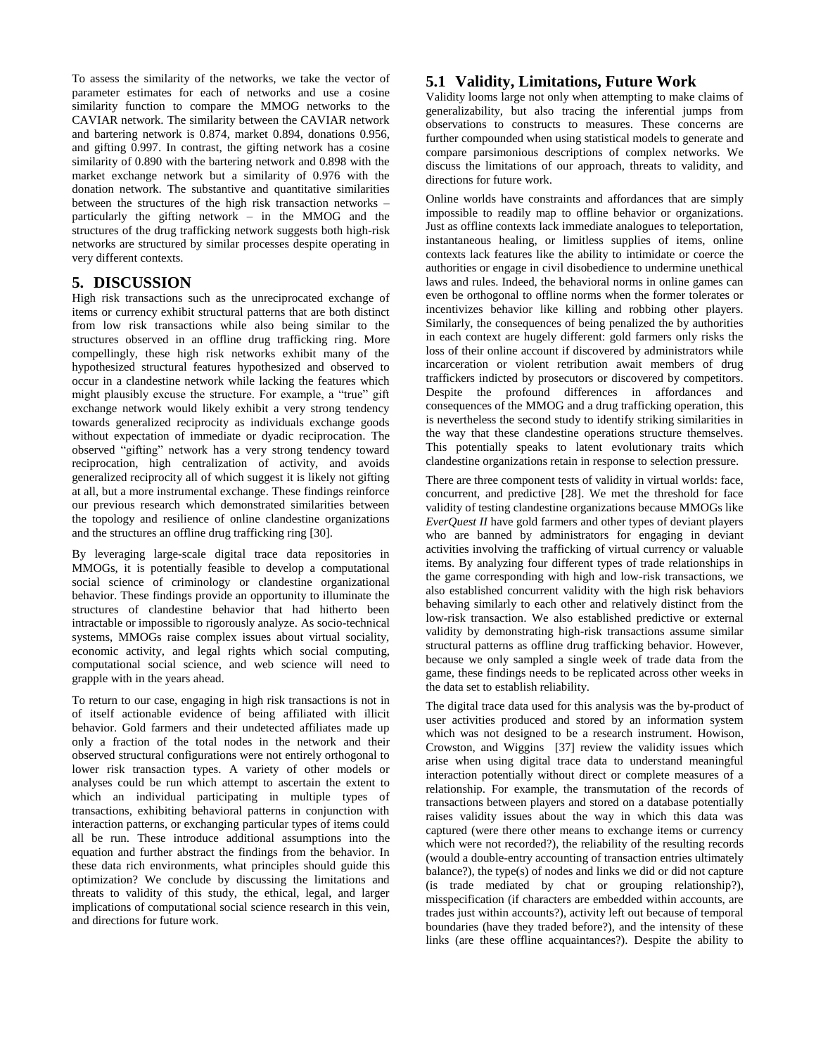To assess the similarity of the networks, we take the vector of parameter estimates for each of networks and use a cosine similarity function to compare the MMOG networks to the CAVIAR network. The similarity between the CAVIAR network and bartering network is 0.874, market 0.894, donations 0.956, and gifting 0.997. In contrast, the gifting network has a cosine similarity of 0.890 with the bartering network and 0.898 with the market exchange network but a similarity of 0.976 with the donation network. The substantive and quantitative similarities between the structures of the high risk transaction networks – particularly the gifting network – in the MMOG and the structures of the drug trafficking network suggests both high-risk networks are structured by similar processes despite operating in very different contexts.

# 5. DISCUSSION

High risk transactions such as the unreciprocated exchange of items or currency exhibit structural patterns that are both distinct from low risk transactions while also being similar to the structures observed in an offline drug trafficking ring. More compellingly, these high risk networks exhibit many of the hypothesized structural features hypothesized and observed to occur in a clandestine network while lacking the features which might plausibly excuse the structure. For example, a "true" gift exchange network would likely exhibit a very strong tendency towards generalized reciprocity as individuals exchange goods without expectation of immediate or dyadic reciprocation. The observed "gifting" network has a very strong tendency toward reciprocation, high centralization of activity, and avoids generalized reciprocity all of which suggest it is likely not gifting at all, but a more instrumental exchange. These findings reinforce our previous research which demonstrated similarities between the topology and resilience of online clandestine organizations and the structures an offline drug trafficking ring [30].

By leveraging large-scale digital trace data repositories in MMOGs, it is potentially feasible to develop a computational social science of criminology or clandestine organizational behavior. These findings provide an opportunity to illuminate the structures of clandestine behavior that had hitherto been intractable or impossible to rigorously analyze. As socio-technical systems, MMOGs raise complex issues about virtual sociality, economic activity, and legal rights which social computing, computational social science, and web science will need to grapple with in the years ahead.

To return to our case, engaging in high risk transactions is not in of itself actionable evidence of being affiliated with illicit behavior. Gold farmers and their undetected affiliates made up only a fraction of the total nodes in the network and their observed structural configurations were not entirely orthogonal to lower risk transaction types. A variety of other models or analyses could be run which attempt to ascertain the extent to which an individual participating in multiple types of transactions, exhibiting behavioral patterns in conjunction with interaction patterns, or exchanging particular types of items could all be run. These introduce additional assumptions into the equation and further abstract the findings from the behavior. In these data rich environments, what principles should guide this optimization? We conclude by discussing the limitations and threats to validity of this study, the ethical, legal, and larger implications of computational social science research in this vein, and directions for future work.

## 5.1 Validity, Limitations, Future Work

Validity looms large not only when attempting to make claims of generalizability, but also tracing the inferential jumps from observations to constructs to measures. These concerns are further compounded when using statistical models to generate and compare parsimonious descriptions of complex networks. We discuss the limitations of our approach, threats to validity, and directions for future work.

Online worlds have constraints and affordances that are simply impossible to readily map to offline behavior or organizations. Just as offline contexts lack immediate analogues to teleportation, instantaneous healing, or limitless supplies of items, online contexts lack features like the ability to intimidate or coerce the authorities or engage in civil disobedience to undermine unethical laws and rules. Indeed, the behavioral norms in online games can even be orthogonal to offline norms when the former tolerates or incentivizes behavior like killing and robbing other players. Similarly, the consequences of being penalized the by authorities in each context are hugely different: gold farmers only risks the loss of their online account if discovered by administrators while incarceration or violent retribution await members of drug traffickers indicted by prosecutors or discovered by competitors. Despite the profound differences in affordances and consequences of the MMOG and a drug trafficking operation, this is nevertheless the second study to identify striking similarities in the way that these clandestine operations structure themselves. This potentially speaks to latent evolutionary traits which clandestine organizations retain in response to selection pressure.

There are three component tests of validity in virtual worlds: face, concurrent, and predictive [28]. We met the threshold for face validity of testing clandestine organizations because MMOGs like *EverQuest II* have gold farmers and other types of deviant players who are banned by administrators for engaging in deviant activities involving the trafficking of virtual currency or valuable items. By analyzing four different types of trade relationships in the game corresponding with high and low-risk transactions, we also established concurrent validity with the high risk behaviors behaving similarly to each other and relatively distinct from the low-risk transaction. We also established predictive or external validity by demonstrating high-risk transactions assume similar structural patterns as offline drug trafficking behavior. However, because we only sampled a single week of trade data from the game, these findings needs to be replicated across other weeks in the data set to establish reliability.

The digital trace data used for this analysis was the by-product of user activities produced and stored by an information system which was not designed to be a research instrument. Howison, Crowston, and Wiggins [37] review the validity issues which arise when using digital trace data to understand meaningful interaction potentially without direct or complete measures of a relationship. For example, the transmutation of the records of transactions between players and stored on a database potentially raises validity issues about the way in which this data was captured (were there other means to exchange items or currency which were not recorded?), the reliability of the resulting records (would a double-entry accounting of transaction entries ultimately balance?), the type(s) of nodes and links we did or did not capture (is trade mediated by chat or grouping relationship?), misspecification (if characters are embedded within accounts, are trades just within accounts?), activity left out because of temporal boundaries (have they traded before?), and the intensity of these links (are these offline acquaintances?). Despite the ability to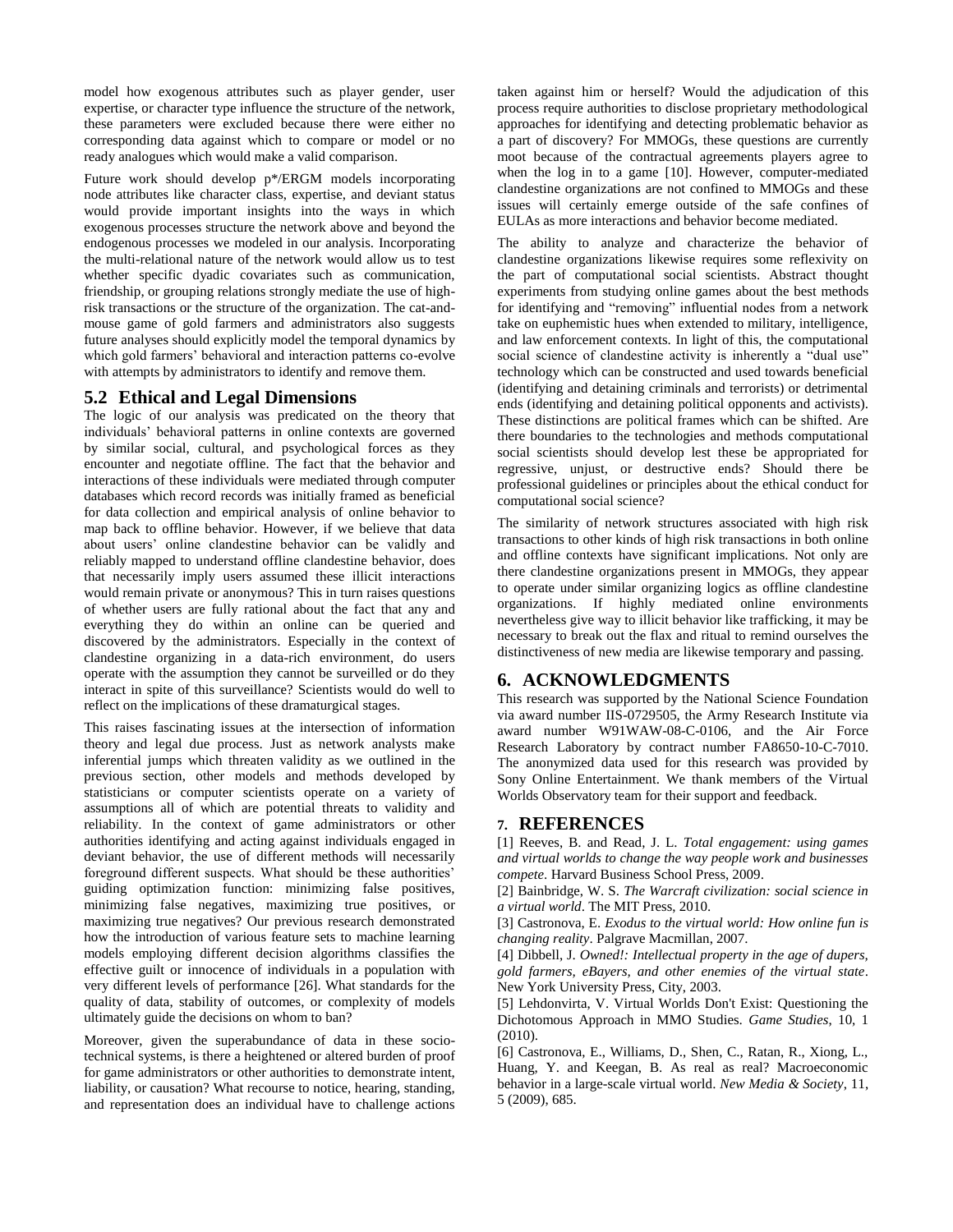model how exogenous attributes such as player gender, user expertise, or character type influence the structure of the network, these parameters were excluded because there were either no corresponding data against which to compare or model or no ready analogues which would make a valid comparison.

Future work should develop p*/ERGM models incorporating node attributes like character class, expertise, and deviant status would provide important insights into the ways in which exogenous processes structure the network above and beyond the endogenous processes we modeled in our analysis. Incorporating the multi-relational nature of the network would allow us to test whether specific dyadic covariates such as communication, friendship, or grouping relations strongly mediate the use of high-risk transactions or the structure of the organization. The cat-and-mouse game of gold farmers and administrators also suggests future analyses should explicitly model the temporal dynamics by which gold farmers' behavioral and interaction patterns co-evolve with attempts by administrators to identify and remove them.

## 5.2 Ethical and Legal Dimensions

The logic of our analysis was predicated on the theory that individuals' behavioral patterns in online contexts are governed by similar social, cultural, and psychological forces as they encounter and negotiate offline. The fact that the behavior and interactions of these individuals were mediated through computer databases which record records was initially framed as beneficial for data collection and empirical analysis of online behavior to map back to offline behavior. However, if we believe that data about users' online clandestine behavior can be validly and reliably mapped to understand offline clandestine behavior, does that necessarily imply users assumed these illicit interactions would remain private or anonymous? This in turn raises questions of whether users are fully rational about the fact that any and everything they do within an online can be queried and discovered by the administrators. Especially in the context of clandestine organizing in a data-rich environment, do users operate with the assumption they cannot be surveilled or do they interact in spite of this surveillance? Scientists would do well to reflect on the implications of these dramaturgical stages.

This raises fascinating issues at the intersection of information theory and legal due process. Just as network analysts make inferential jumps which threaten validity as we outlined in the previous section, other models and methods developed by statisticians or computer scientists operate on a variety of assumptions all of which are potential threats to validity and reliability. In the context of game administrators or other authorities identifying and acting against individuals engaged in deviant behavior, the use of different methods will necessarily foreground different suspects. What should be these authorities' guiding optimization function: minimizing false positives, minimizing false negatives, maximizing true positives, or maximizing true negatives? Our previous research demonstrated how the introduction of various feature sets to machine learning models employing different decision algorithms classifies the effective guilt or innocence of individuals in a population with very different levels of performance [26]. What standards for the quality of data, stability of outcomes, or complexity of models ultimately guide the decisions on whom to ban?

Moreover, given the superabundance of data in these socio-technical systems, is there a heightened or altered burden of proof for game administrators or other authorities to demonstrate intent, liability, or causation? What recourse to notice, hearing, standing, and representation does an individual have to challenge actions taken against him or herself? Would the adjudication of this process require authorities to disclose proprietary methodological approaches for identifying and detecting problematic behavior as a part of discovery? For MMOGs, these questions are currently moot because of the contractual agreements players agree to when the log in to a game [10]. However, computer-mediated clandestine organizations are not confined to MMOGs and these issues will certainly emerge outside of the safe confines of EULAs as more interactions and behavior become mediated.

The ability to analyze and characterize the behavior of clandestine organizations likewise requires some reflexivity on the part of computational social scientists. Abstract thought experiments from studying online games about the best methods for identifying and "removing" influential nodes from a network take on euphemistic hues when extended to military, intelligence, and law enforcement contexts. In light of this, the computational social science of clandestine activity is inherently a "dual use" technology which can be constructed and used towards beneficial (identifying and detaining criminals and terrorists) or detrimental ends (identifying and detaining political opponents and activists). These distinctions are political frames which can be shifted. Are there boundaries to the technologies and methods computational social scientists should develop lest these be appropriated for regressive, unjust, or destructive ends? Should there be professional guidelines or principles about the ethical conduct for computational social science?

The similarity of network structures associated with high risk transactions to other kinds of high risk transactions in both online and offline contexts have significant implications. Not only are there clandestine organizations present in MMOGs, they appear to operate under similar organizing logics as offline clandestine organizations. If highly mediated online environments nevertheless give way to illicit behavior like trafficking, it may be necessary to break out the flax and ritual to remind ourselves the distinctiveness of new media are likewise temporary and passing.

# 6. ACKNOWLEDGMENTS

This research was supported by the National Science Foundation via award number IIS-0729505, the Army Research Institute via award number W91WAW-08-C-0106, and the Air Force Research Laboratory by contract number FA8650-10-C-7010. The anonymized data used for this research was provided by Sony Online Entertainment. We thank members of the Virtual Worlds Observatory team for their support and feedback.

# 7. REFERENCES

[1] Reeves, B. and Read, J. L. *Total engagement: using games and virtual worlds to change the way people work and businesses compete*. Harvard Business School Press, 2009.

[2] Bainbridge, W. S. *The Warcraft civilization: social science in a virtual world*. The MIT Press, 2010.

[3] Castronova, E. *Exodus to the virtual world: How online fun is changing reality*. Palgrave Macmillan, 2007.

[4] Dibbell, J. *Owned!: Intellectual property in the age of dupers, gold farmers, eBayers, and other enemies of the virtual state*. New York University Press, City, 2003.

[5] Lehdonvirta, V. Virtual Worlds Don't Exist: Questioning the Dichotomous Approach in MMO Studies. *Game Studies*, 10, 1 (2010).

[6] Castronova, E., Williams, D., Shen, C., Ratan, R., Xiong, L., Huang, Y. and Keegan, B. As real as real? Macroeconomic behavior in a large-scale virtual world. *New Media & Society*, 11, 5 (2009), 685.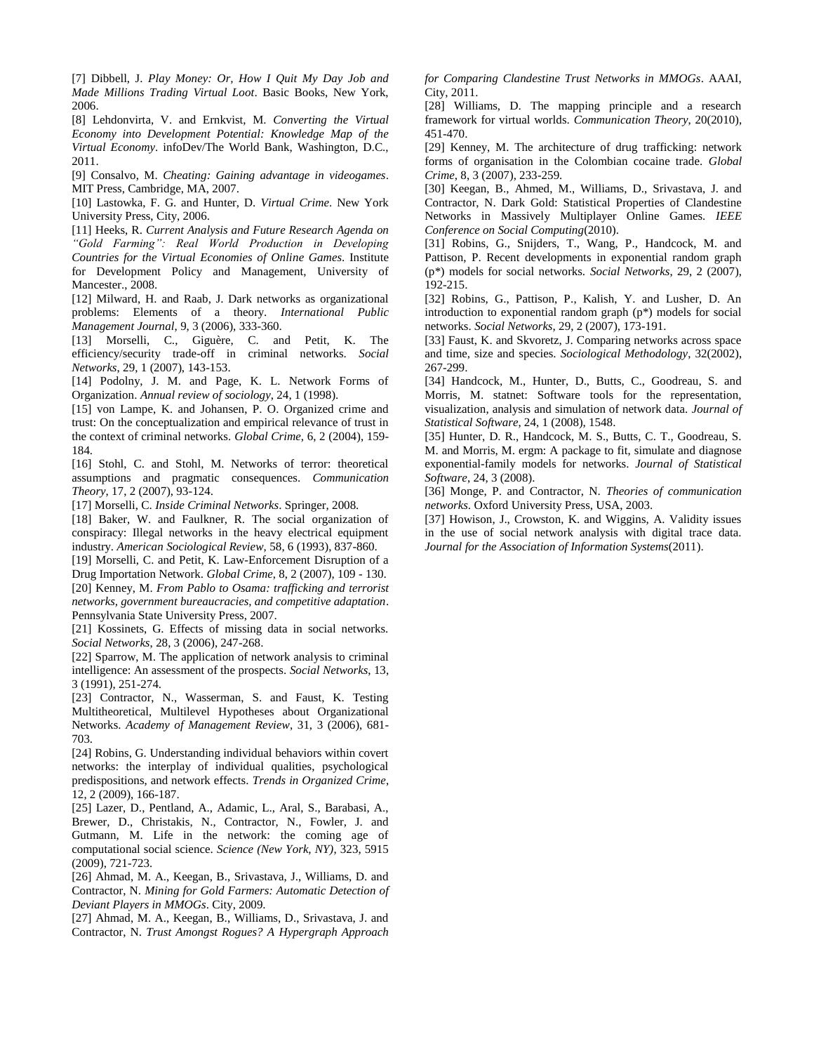[7] Dibbell, J. *Play Money: Or, How I Quit My Day Job and Made Millions Trading Virtual Loot*. Basic Books, New York, 2006.

[8] Lehdonvirta, V. and Ernkvist, M. *Converting the Virtual Economy into Development Potential: Knowledge Map of the Virtual Economy*. infoDev/The World Bank, Washington, D.C., 2011.

[9] Consalvo, M. *Cheating: Gaining advantage in videogames*. MIT Press, Cambridge, MA, 2007.

[10] Lastowka, F. G. and Hunter, D. *Virtual Crime*. New York University Press, City, 2006.

[11] Heeks, R. *Current Analysis and Future Research Agenda on "Gold Farming": Real World Production in Developing Countries for the Virtual Economies of Online Games*. Institute for Development Policy and Management, University of Mancester., 2008.

[12] Milward, H. and Raab, J. Dark networks as organizational problems: Elements of a theory. *International Public Management Journal*, 9, 3 (2006), 333-360.

[13] Morselli, C., Giguère, C. and Petit, K. The efficiency/security trade-off in criminal networks. *Social Networks*, 29, 1 (2007), 143-153.

[14] Podolny, J. M. and Page, K. L. Network Forms of Organization. *Annual review of sociology*, 24, 1 (1998).

[15] von Lampe, K. and Johansen, P. O. Organized crime and trust: On the conceptualization and empirical relevance of trust in the context of criminal networks. *Global Crime*, 6, 2 (2004), 159-184.

[16] Stohl, C. and Stohl, M. Networks of terror: theoretical assumptions and pragmatic consequences. *Communication Theory*, 17, 2 (2007), 93-124.

[17] Morselli, C. *Inside Criminal Networks*. Springer, 2008.

[18] Baker, W. and Faulkner, R. The social organization of conspiracy: Illegal networks in the heavy electrical equipment industry. *American Sociological Review*, 58, 6 (1993), 837-860.

[19] Morselli, C. and Petit, K. Law-Enforcement Disruption of a Drug Importation Network. *Global Crime*, 8, 2 (2007), 109 - 130.

[20] Kenney, M. *From Pablo to Osama: trafficking and terrorist networks, government bureaucracies, and competitive adaptation*. Pennsylvania State University Press, 2007.

[21] Kossinets, G. Effects of missing data in social networks. *Social Networks*, 28, 3 (2006), 247-268.

[22] Sparrow, M. The application of network analysis to criminal intelligence: An assessment of the prospects. *Social Networks*, 13, 3 (1991), 251-274.

[23] Contractor, N., Wasserman, S. and Faust, K. Testing Multitheoretical, Multilevel Hypotheses about Organizational Networks. *Academy of Management Review*, 31, 3 (2006), 681-703.

[24] Robins, G. Understanding individual behaviors within covert networks: the interplay of individual qualities, psychological predispositions, and network effects. *Trends in Organized Crime*, 12, 2 (2009), 166-187.

[25] Lazer, D., Pentland, A., Adamic, L., Aral, S., Barabasi, A., Brewer, D., Christakis, N., Contractor, N., Fowler, J. and Gutmann, M. Life in the network: the coming age of computational social science. *Science (New York, NY)*, 323, 5915 (2009), 721-723.

[26] Ahmad, M. A., Keegan, B., Srivastava, J., Williams, D. and Contractor, N. *Mining for Gold Farmers: Automatic Detection of Deviant Players in MMOGs*. City, 2009.

[27] Ahmad, M. A., Keegan, B., Williams, D., Srivastava, J. and Contractor, N. *Trust Amongst Rogues? A Hypergraph Approach for Comparing Clandestine Trust Networks in MMOGs*. AAAI, City, 2011.

[28] Williams, D. The mapping principle and a research framework for virtual worlds. *Communication Theory*, 20(2010), 451-470.

[29] Kenney, M. The architecture of drug trafficking: network forms of organisation in the Colombian cocaine trade. *Global Crime*, 8, 3 (2007), 233-259.

[30] Keegan, B., Ahmed, M., Williams, D., Srivastava, J. and Contractor, N. Dark Gold: Statistical Properties of Clandestine Networks in Massively Multiplayer Online Games. *IEEE Conference on Social Computing*(2010).

[31] Robins, G., Snijders, T., Wang, P., Handcock, M. and Pattison, P. Recent developments in exponential random graph (p*) models for social networks. *Social Networks*, 29, 2 (2007), 192-215.

[32] Robins, G., Pattison, P., Kalish, Y. and Lusher, D. An introduction to exponential random graph (p*) models for social networks. *Social Networks*, 29, 2 (2007), 173-191.

[33] Faust, K. and Skvoretz, J. Comparing networks across space and time, size and species. *Sociological Methodology*, 32(2002), 267-299.

[34] Handcock, M., Hunter, D., Butts, C., Goodreau, S. and Morris, M. statnet: Software tools for the representation, visualization, analysis and simulation of network data. *Journal of Statistical Software*, 24, 1 (2008), 1548.

[35] Hunter, D. R., Handcock, M. S., Butts, C. T., Goodreau, S. M. and Morris, M. ergm: A package to fit, simulate and diagnose exponential-family models for networks. *Journal of Statistical Software*, 24, 3 (2008).

[36] Monge, P. and Contractor, N. *Theories of communication networks*. Oxford University Press, USA, 2003.

[37] Howison, J., Crowston, K. and Wiggins, A. Validity issues in the use of social network analysis with digital trace data. *Journal for the Association of Information Systems*(2011).